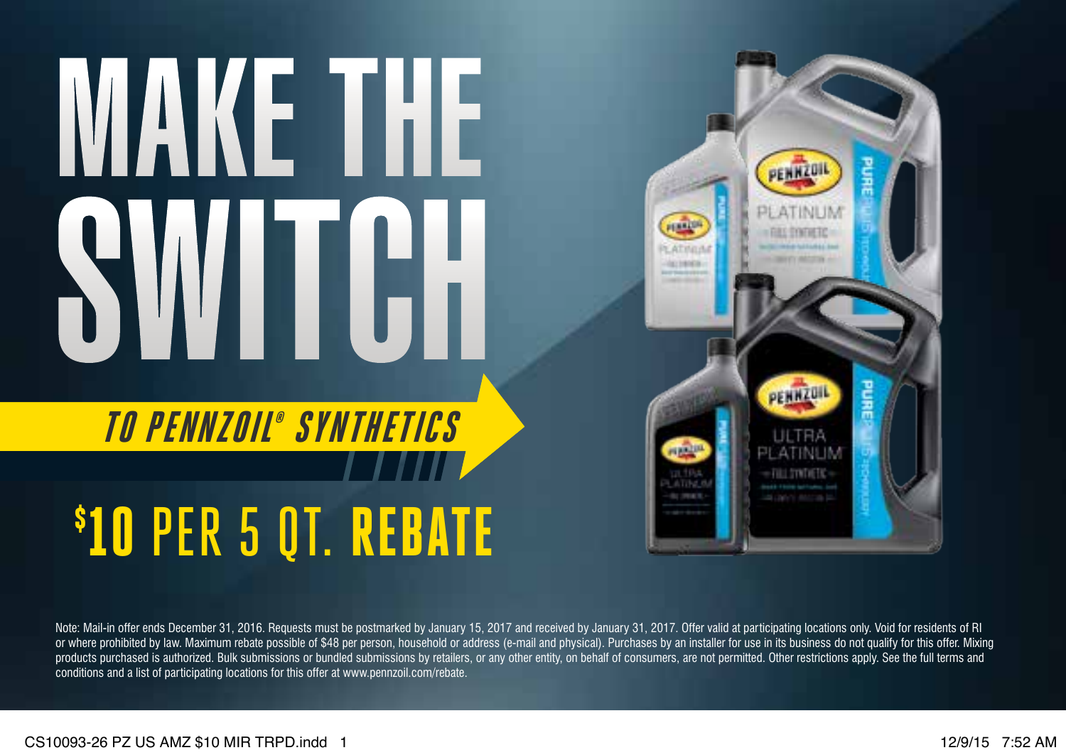# MAKE THE SWITCH

## TO PENNZOIL® SYNTHETICS

## $10 PER 5 QT. REBATE

Note: Mail-in offer ends December 31, 2016. Requests must be postmarked by January 15, 2017 and received by January 31, 2017. Offer valid at participating locations only. Void for residents of RI or where prohibited by law. Maximum rebate possible of $48 per person, household or address (e-mail and physical). Purchases by an installer for use in its business do not qualify for this offer. Mixing products purchased is authorized. Bulk submissions or bundled submissions by retailers, or any other entity, on behalf of consumers, are not permitted. Other restrictions apply. See the full terms and conditions and a list of participating locations for this offer at www.pennzoil.com/rebate.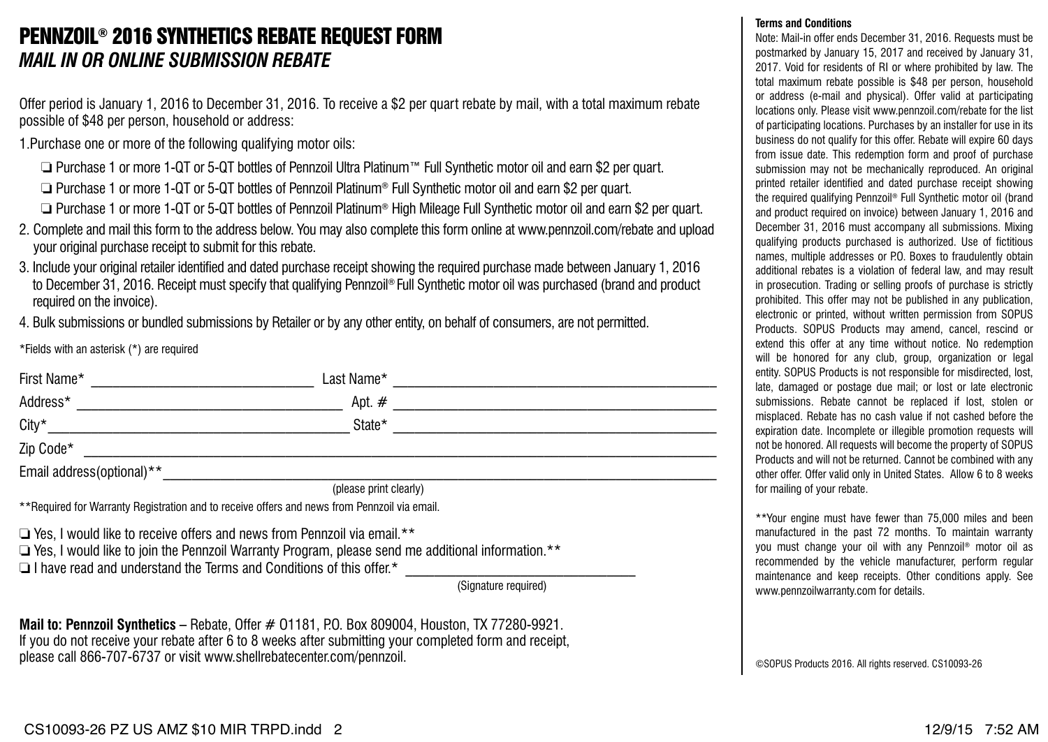# PENNZOIL® 2016 SYNTHETICS REBATE REQUEST FORM

***MAIL IN OR ONLINE SUBMISSION REBATE***

Offer period is January 1, 2016 to December 31, 2016. To receive a $2 per quart rebate by mail, with a total maximum rebate possible of $48 per person, household or address:

1. Purchase one or more of the following qualifying motor oils:
   - ❑ Purchase 1 or more 1-QT or 5-QT bottles of Pennzoil Ultra Platinum™ Full Synthetic motor oil and earn $2 per quart.
   - ❑ Purchase 1 or more 1-QT or 5-QT bottles of Pennzoil Platinum® Full Synthetic motor oil and earn $2 per quart.
   - ❑ Purchase 1 or more 1-QT or 5-QT bottles of Pennzoil Platinum® High Mileage Full Synthetic motor oil and earn $2 per quart.
2. Complete and mail this form to the address below. You may also complete this form online at www.pennzoil.com/rebate and upload your original purchase receipt to submit for this rebate.
3. Include your original retailer identified and dated purchase receipt showing the required purchase made between January 1, 2016 to December 31, 2016. Receipt must specify that qualifying Pennzoil® Full Synthetic motor oil was purchased (brand and product required on the invoice).
4. Bulk submissions or bundled submissions by Retailer or by any other entity, on behalf of consumers, are not permitted.

*Fields with an asterisk (*) are required

First Name* ______________________ Last Name* ______________________

Address* ______________________ Apt. # ______________________

City* ______________________ State* ______________________

Zip Code* ______________________

Email address(optional)** ______________________

(please print clearly)

**Required for Warranty Registration and to receive offers and news from Pennzoil via email.

❑ Yes, I would like to receive offers and news from Pennzoil via email.**

❑ Yes, I would like to join the Pennzoil Warranty Program, please send me additional information.**

❑ I have read and understand the Terms and Conditions of this offer.* ______________________

(Signature required)

**Mail to: Pennzoil Synthetics** – Rebate, Offer # O1181, P.O. Box 809004, Houston, TX 77280-9921.
If you do not receive your rebate after 6 to 8 weeks after submitting your completed form and receipt, please call 866-707-6737 or visit www.shellrebatecenter.com/pennzoil.

**Terms and Conditions**

Note: Mail-in offer ends December 31, 2016. Requests must be postmarked by January 15, 2017 and received by January 31, 2017. Void for residents of RI or where prohibited by law. The total maximum rebate possible is $48 per person, household or address (e-mail and physical). Offer valid at participating locations only. Please visit www.pennzoil.com/rebate for the list of participating locations. Purchases by an installer for use in its business do not qualify for this offer. Rebate will expire 60 days from issue date. This redemption form and proof of purchase submission may not be mechanically reproduced. An original printed retailer identified and dated purchase receipt showing the required qualifying Pennzoil® Full Synthetic motor oil (brand and product required on invoice) between January 1, 2016 and December 31, 2016 must accompany all submissions. Mixing qualifying products purchased is authorized. Use of fictitious names, multiple addresses or P.O. Boxes to fraudulently obtain additional rebates is a violation of federal law, and may result in prosecution. Trading or selling proofs of purchase is strictly prohibited. This offer may not be published in any publication, electronic or printed, without written permission from SOPUS Products. SOPUS Products may amend, cancel, rescind or extend this offer at any time without notice. No redemption will be honored for any club, group, organization or legal entity. SOPUS Products is not responsible for misdirected, lost, late, damaged or postage due mail; or lost or late electronic submissions. Rebate cannot be replaced if lost, stolen or misplaced. Rebate has no cash value if not cashed before the expiration date. Incomplete or illegible promotion requests will not be honored. All requests will become the property of SOPUS Products and will not be returned. Cannot be combined with any other offer. Offer valid only in United States. Allow 6 to 8 weeks for mailing of your rebate.

**Your engine must have fewer than 75,000 miles and been manufactured in the past 72 months. To maintain warranty you must change your oil with any Pennzoil® motor oil as recommended by the vehicle manufacturer, perform regular maintenance and keep receipts. Other conditions apply. See www.pennzoilwarranty.com for details.

©SOPUS Products 2016. All rights reserved. CS10093-26